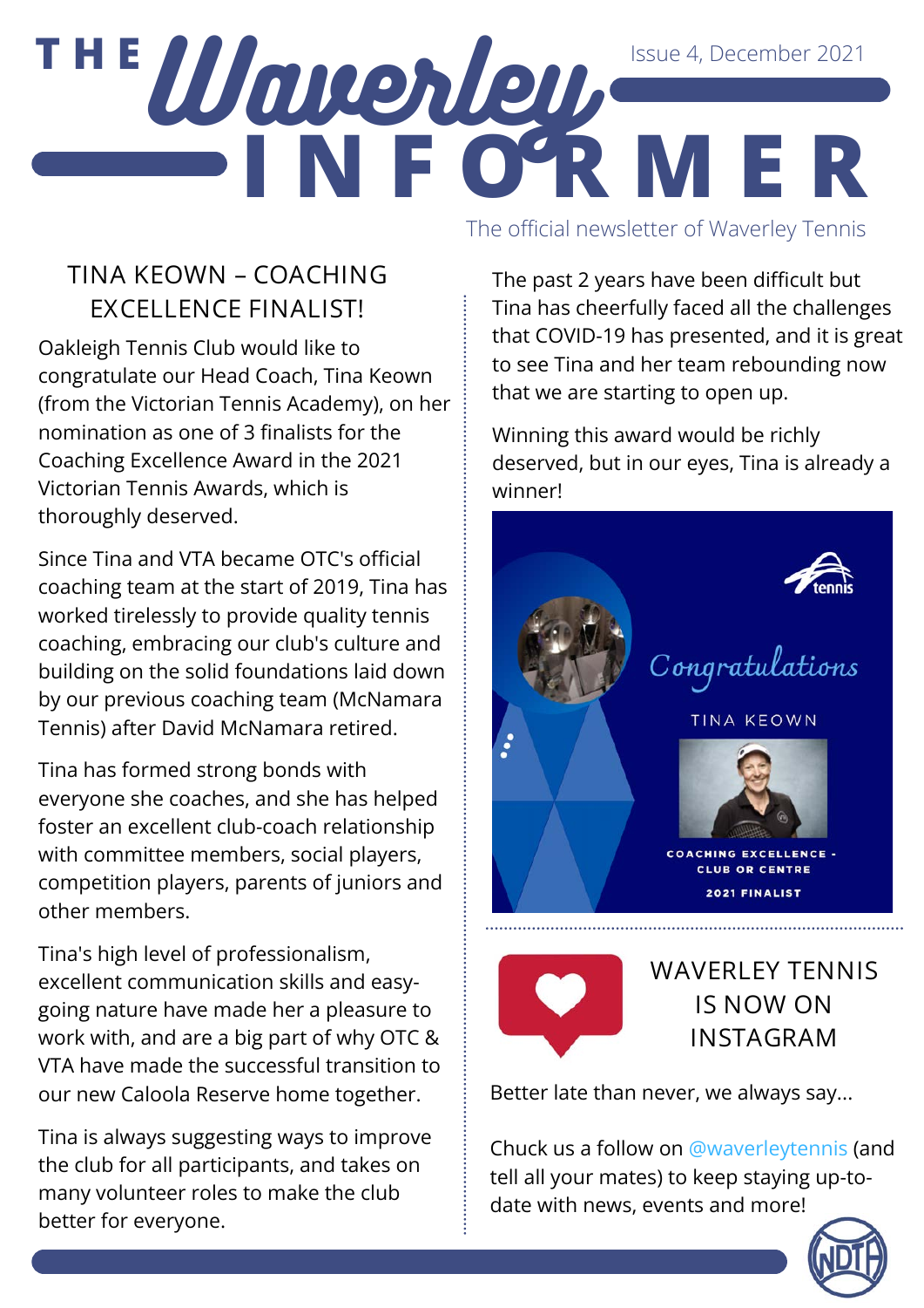# THE Waverley INFORMER

Issue 4, December 2021

The official newsletter of Waverley Tennis

## TINA KEOWN – COACHING EXCELLENCE FINALIST!

Oakleigh Tennis Club would like to congratulate our Head Coach, Tina Keown (from the Victorian Tennis Academy), on her nomination as one of 3 finalists for the Coaching Excellence Award in the 2021 Victorian Tennis Awards, which is thoroughly deserved.

Since Tina and VTA became OTC's official coaching team at the start of 2019, Tina has worked tirelessly to provide quality tennis coaching, embracing our club's culture and building on the solid foundations laid down by our previous coaching team (McNamara Tennis) after David McNamara retired.

Tina has formed strong bonds with everyone she coaches, and she has helped foster an excellent club-coach relationship with committee members, social players, competition players, parents of juniors and other members.

Tina's high level of professionalism, excellent communication skills and easy-going nature have made her a pleasure to work with, and are a big part of why OTC & VTA have made the successful transition to our new Caloola Reserve home together.

Tina is always suggesting ways to improve the club for all participants, and takes on many volunteer roles to make the club better for everyone.

The past 2 years have been difficult but Tina has cheerfully faced all the challenges that COVID-19 has presented, and it is great to see Tina and her team rebounding now that we are starting to open up.

Winning this award would be richly deserved, but in our eyes, Tina is already a winner!

Congratulations

TINA KEOWN

COACHING EXCELLENCE - CLUB OR CENTRE

2021 FINALIST

## WAVERLEY TENNIS IS NOW ON INSTAGRAM

Better late than never, we always say...

Chuck us a follow on @waverleytennis (and tell all your mates) to keep staying up-to-date with news, events and more!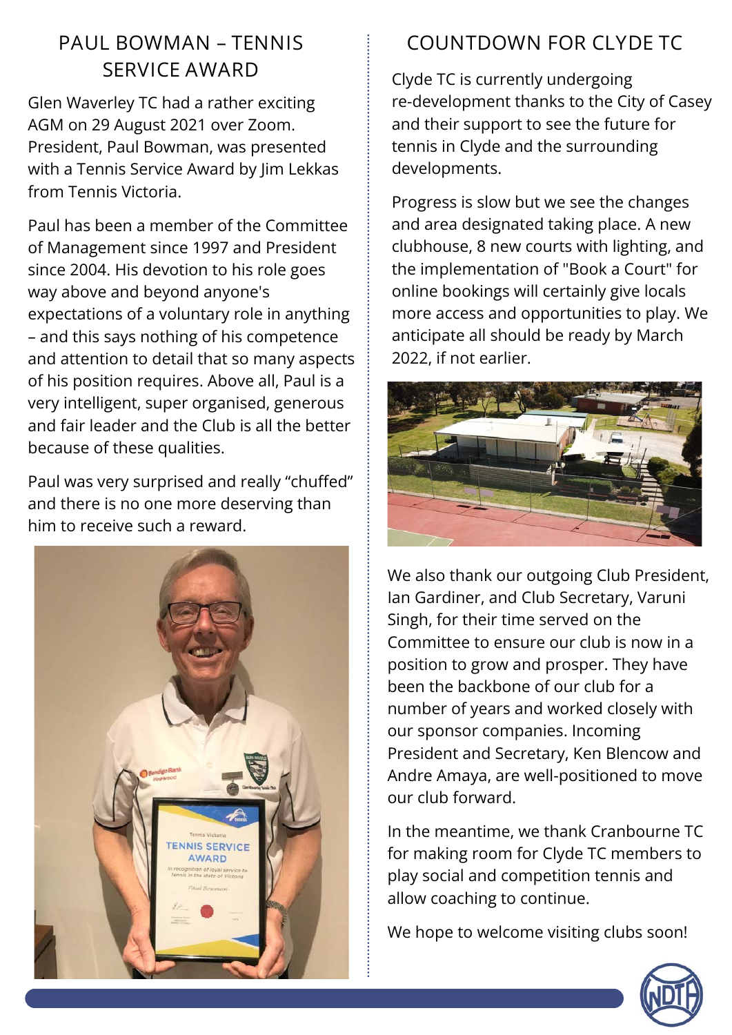## PAUL BOWMAN – TENNIS SERVICE AWARD

Glen Waverley TC had a rather exciting AGM on 29 August 2021 over Zoom. President, Paul Bowman, was presented with a Tennis Service Award by Jim Lekkas from Tennis Victoria.

Paul has been a member of the Committee of Management since 1997 and President since 2004. His devotion to his role goes way above and beyond anyone's expectations of a voluntary role in anything – and this says nothing of his competence and attention to detail that so many aspects of his position requires. Above all, Paul is a very intelligent, super organised, generous and fair leader and the Club is all the better because of these qualities.

Paul was very surprised and really “chuffed” and there is no one more deserving than him to receive such a reward.

## COUNTDOWN FOR CLYDE TC

Clyde TC is currently undergoing re-development thanks to the City of Casey and their support to see the future for tennis in Clyde and the surrounding developments.

Progress is slow but we see the changes and area designated taking place. A new clubhouse, 8 new courts with lighting, and the implementation of "Book a Court" for online bookings will certainly give locals more access and opportunities to play. We anticipate all should be ready by March 2022, if not earlier.

We also thank our outgoing Club President, Ian Gardiner, and Club Secretary, Varuni Singh, for their time served on the Committee to ensure our club is now in a position to grow and prosper. They have been the backbone of our club for a number of years and worked closely with our sponsor companies. Incoming President and Secretary, Ken Blencow and Andre Amaya, are well-positioned to move our club forward.

In the meantime, we thank Cranbourne TC for making room for Clyde TC members to play social and competition tennis and allow coaching to continue.

We hope to welcome visiting clubs soon!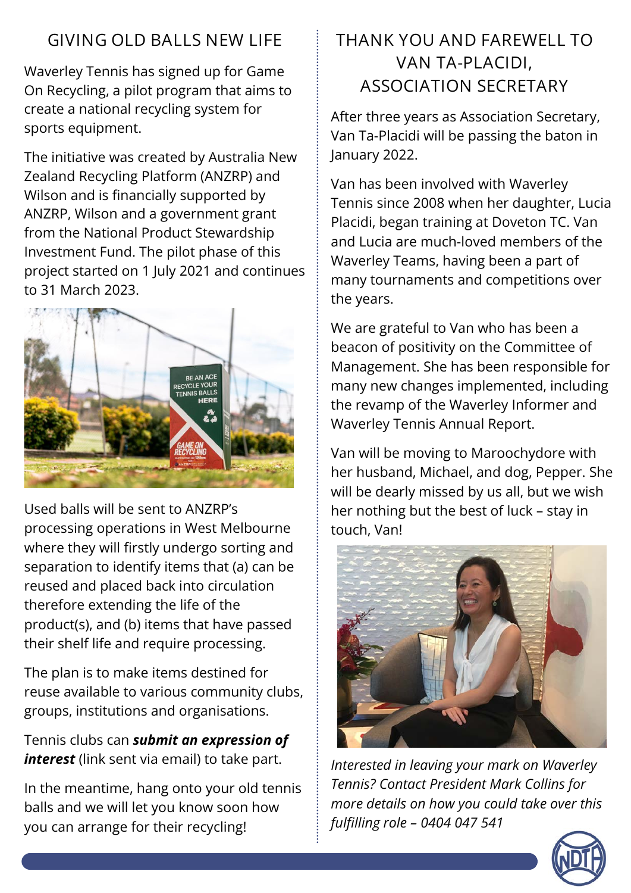## GIVING OLD BALLS NEW LIFE

Waverley Tennis has signed up for Game On Recycling, a pilot program that aims to create a national recycling system for sports equipment.

The initiative was created by Australia New Zealand Recycling Platform (ANZRP) and Wilson and is financially supported by ANZRP, Wilson and a government grant from the National Product Stewardship Investment Fund. The pilot phase of this project started on 1 July 2021 and continues to 31 March 2023.

Used balls will be sent to ANZRP's processing operations in West Melbourne where they will firstly undergo sorting and separation to identify items that (a) can be reused and placed back into circulation therefore extending the life of the product(s), and (b) items that have passed their shelf life and require processing.

The plan is to make items destined for reuse available to various community clubs, groups, institutions and organisations.

Tennis clubs can ***submit an expression of interest*** (link sent via email) to take part.

In the meantime, hang onto your old tennis balls and we will let you know soon how you can arrange for their recycling!

## THANK YOU AND FAREWELL TO VAN TA-PLACIDI, ASSOCIATION SECRETARY

After three years as Association Secretary, Van Ta-Placidi will be passing the baton in January 2022.

Van has been involved with Waverley Tennis since 2008 when her daughter, Lucia Placidi, began training at Doveton TC. Van and Lucia are much-loved members of the Waverley Teams, having been a part of many tournaments and competitions over the years.

We are grateful to Van who has been a beacon of positivity on the Committee of Management. She has been responsible for many new changes implemented, including the revamp of the Waverley Informer and Waverley Tennis Annual Report.

Van will be moving to Maroochydore with her husband, Michael, and dog, Pepper. She will be dearly missed by us all, but we wish her nothing but the best of luck – stay in touch, Van!

*Interested in leaving your mark on Waverley Tennis? Contact President Mark Collins for more details on how you could take over this fulfilling role – 0404 047 541*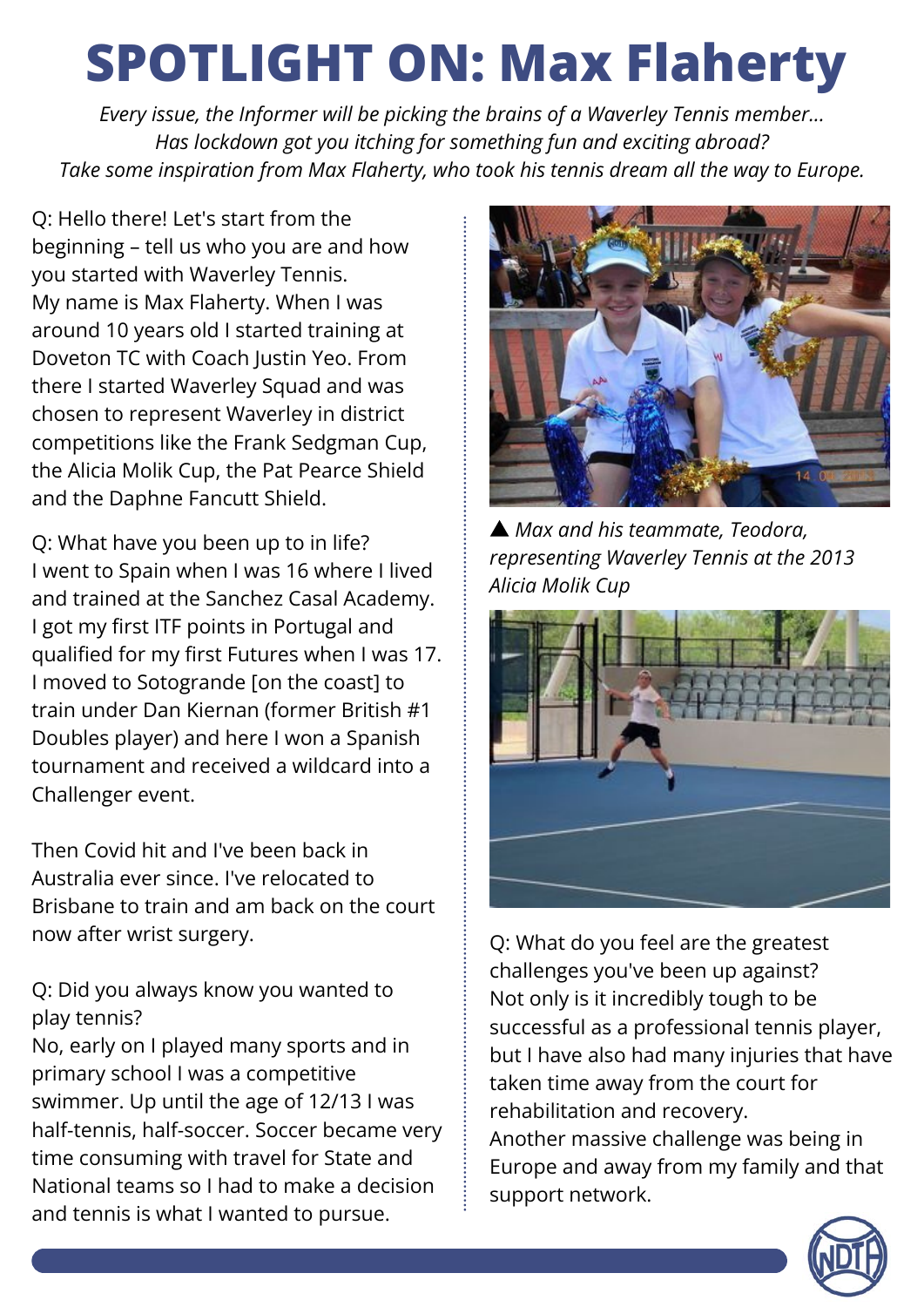# SPOTLIGHT ON: Max Flaherty

*Every issue, the Informer will be picking the brains of a Waverley Tennis member...*
*Has lockdown got you itching for something fun and exciting abroad?*
*Take some inspiration from Max Flaherty, who took his tennis dream all the way to Europe.*

Q: Hello there! Let's start from the beginning – tell us who you are and how you started with Waverley Tennis.
My name is Max Flaherty. When I was around 10 years old I started training at Doveton TC with Coach Justin Yeo. From there I started Waverley Squad and was chosen to represent Waverley in district competitions like the Frank Sedgman Cup, the Alicia Molik Cup, the Pat Pearce Shield and the Daphne Fancutt Shield.

Q: What have you been up to in life?
I went to Spain when I was 16 where I lived and trained at the Sanchez Casal Academy. I got my first ITF points in Portugal and qualified for my first Futures when I was 17. I moved to Sotogrande [on the coast] to train under Dan Kiernan (former British #1 Doubles player) and here I won a Spanish tournament and received a wildcard into a Challenger event.

Then Covid hit and I've been back in Australia ever since. I've relocated to Brisbane to train and am back on the court now after wrist surgery.

Q: Did you always know you wanted to play tennis?
No, early on I played many sports and in primary school I was a competitive swimmer. Up until the age of 12/13 I was half-tennis, half-soccer. Soccer became very time consuming with travel for State and National teams so I had to make a decision and tennis is what I wanted to pursue.

▲ *Max and his teammate, Teodora, representing Waverley Tennis at the 2013 Alicia Molik Cup*

Q: What do you feel are the greatest challenges you've been up against?
Not only is it incredibly tough to be successful as a professional tennis player, but I have also had many injuries that have taken time away from the court for rehabilitation and recovery.
Another massive challenge was being in Europe and away from my family and that support network.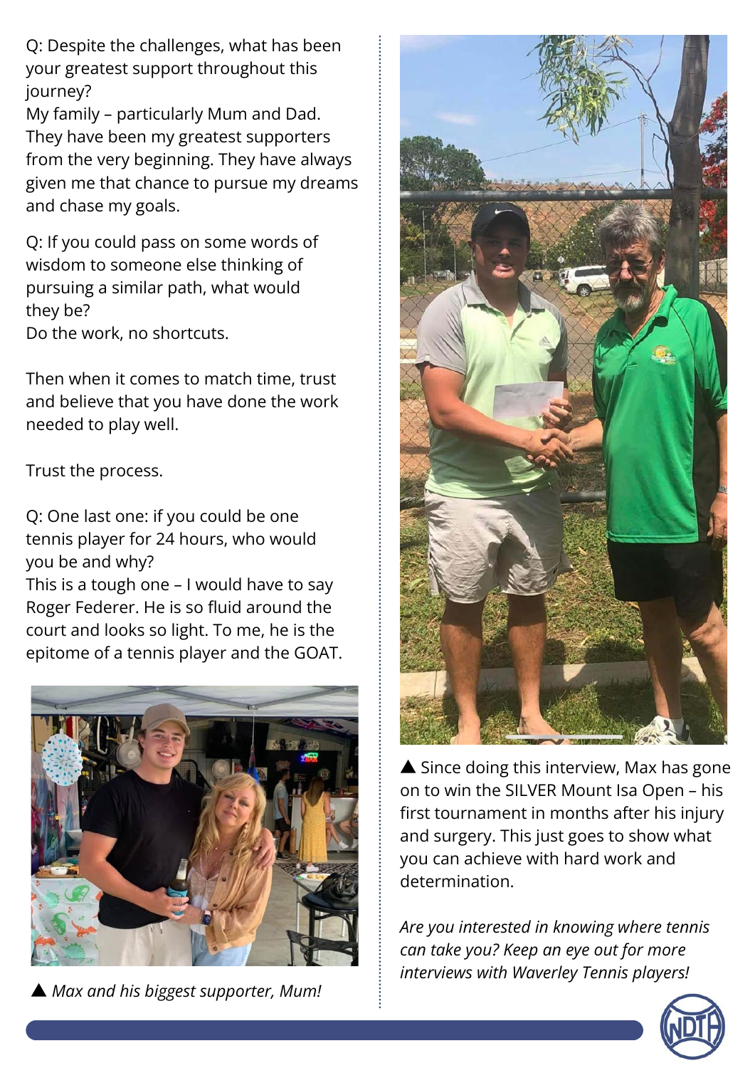Q: Despite the challenges, what has been your greatest support throughout this journey?
My family – particularly Mum and Dad. They have been my greatest supporters from the very beginning. They have always given me that chance to pursue my dreams and chase my goals.

Q: If you could pass on some words of wisdom to someone else thinking of pursuing a similar path, what would they be?
Do the work, no shortcuts.

Then when it comes to match time, trust and believe that you have done the work needed to play well.

Trust the process.

Q: One last one: if you could be one tennis player for 24 hours, who would you be and why?
This is a tough one – I would have to say Roger Federer. He is so fluid around the court and looks so light. To me, he is the epitome of a tennis player and the GOAT.

▲ *Max and his biggest supporter, Mum!*

▲ Since doing this interview, Max has gone on to win the SILVER Mount Isa Open – his first tournament in months after his injury and surgery. This just goes to show what you can achieve with hard work and determination.

*Are you interested in knowing where tennis can take you? Keep an eye out for more interviews with Waverley Tennis players!*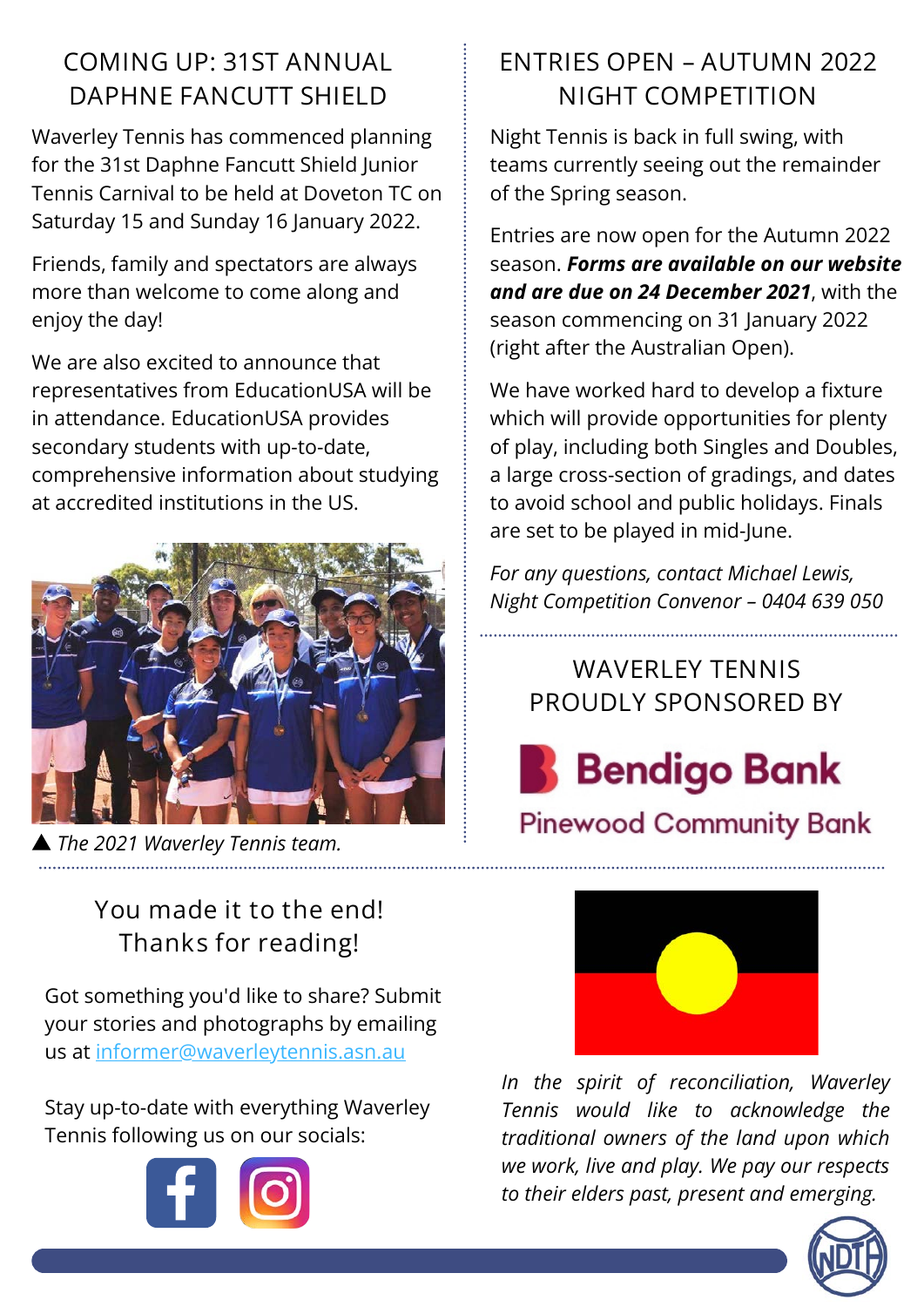## COMING UP: 31ST ANNUAL DAPHNE FANCUTT SHIELD

Waverley Tennis has commenced planning for the 31st Daphne Fancutt Shield Junior Tennis Carnival to be held at Doveton TC on Saturday 15 and Sunday 16 January 2022.

Friends, family and spectators are always more than welcome to come along and enjoy the day!

We are also excited to announce that representatives from EducationUSA will be in attendance. EducationUSA provides secondary students with up-to-date, comprehensive information about studying at accredited institutions in the US.

▲ *The 2021 Waverley Tennis team.*

## ENTRIES OPEN – AUTUMN 2022 NIGHT COMPETITION

Night Tennis is back in full swing, with teams currently seeing out the remainder of the Spring season.

Entries are now open for the Autumn 2022 season. ***Forms are available on our website and are due on 24 December 2021***, with the season commencing on 31 January 2022 (right after the Australian Open).

We have worked hard to develop a fixture which will provide opportunities for plenty of play, including both Singles and Doubles, a large cross-section of gradings, and dates to avoid school and public holidays. Finals are set to be played in mid-June.

*For any questions, contact Michael Lewis, Night Competition Convenor – 0404 639 050*

## WAVERLEY TENNIS PROUDLY SPONSORED BY

Bendigo Bank

Pinewood Community Bank

## You made it to the end! Thanks for reading!

Got something you'd like to share? Submit your stories and photographs by emailing us at informer@waverleytennis.asn.au

Stay up-to-date with everything Waverley Tennis following us on our socials:

*In the spirit of reconciliation, Waverley Tennis would like to acknowledge the traditional owners of the land upon which we work, live and play. We pay our respects to their elders past, present and emerging.*